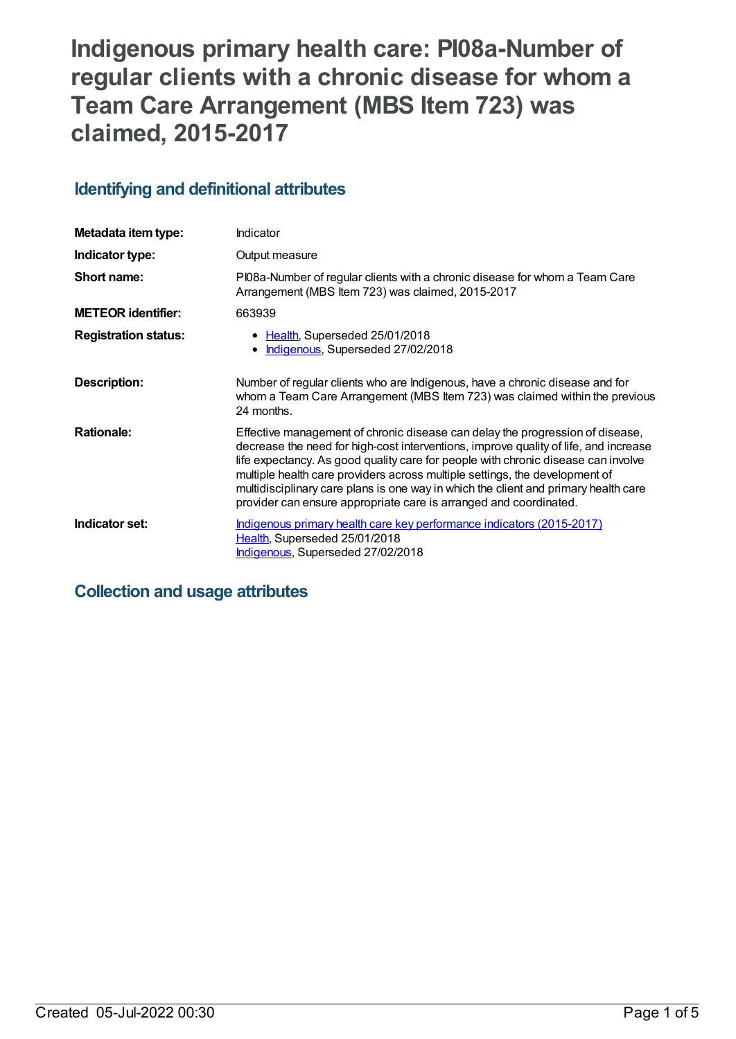# Indigenous primary health care: PI08a-Number of regular clients with a chronic disease for whom a Team Care Arrangement (MBS Item 723) was claimed, 2015-2017

## Identifying and definitional attributes

| | |
|---|---|
| **Metadata item type:** | Indicator |
| **Indicator type:** | Output measure |
| **Short name:** | PI08a-Number of regular clients with a chronic disease for whom a Team Care Arrangement (MBS Item 723) was claimed, 2015-2017 |
| **METEOR identifier:** | 663939 |
| **Registration status:** | • Health, Superseded 25/01/2018<br>• Indigenous, Superseded 27/02/2018 |
| **Description:** | Number of regular clients who are Indigenous, have a chronic disease and for whom a Team Care Arrangement (MBS Item 723) was claimed within the previous 24 months. |
| **Rationale:** | Effective management of chronic disease can delay the progression of disease, decrease the need for high-cost interventions, improve quality of life, and increase life expectancy. As good quality care for people with chronic disease can involve multiple health care providers across multiple settings, the development of multidisciplinary care plans is one way in which the client and primary health care provider can ensure appropriate care is arranged and coordinated. |
| **Indicator set:** | Indigenous primary health care key performance indicators (2015-2017)<br>Health, Superseded 25/01/2018<br>Indigenous, Superseded 27/02/2018 |

## Collection and usage attributes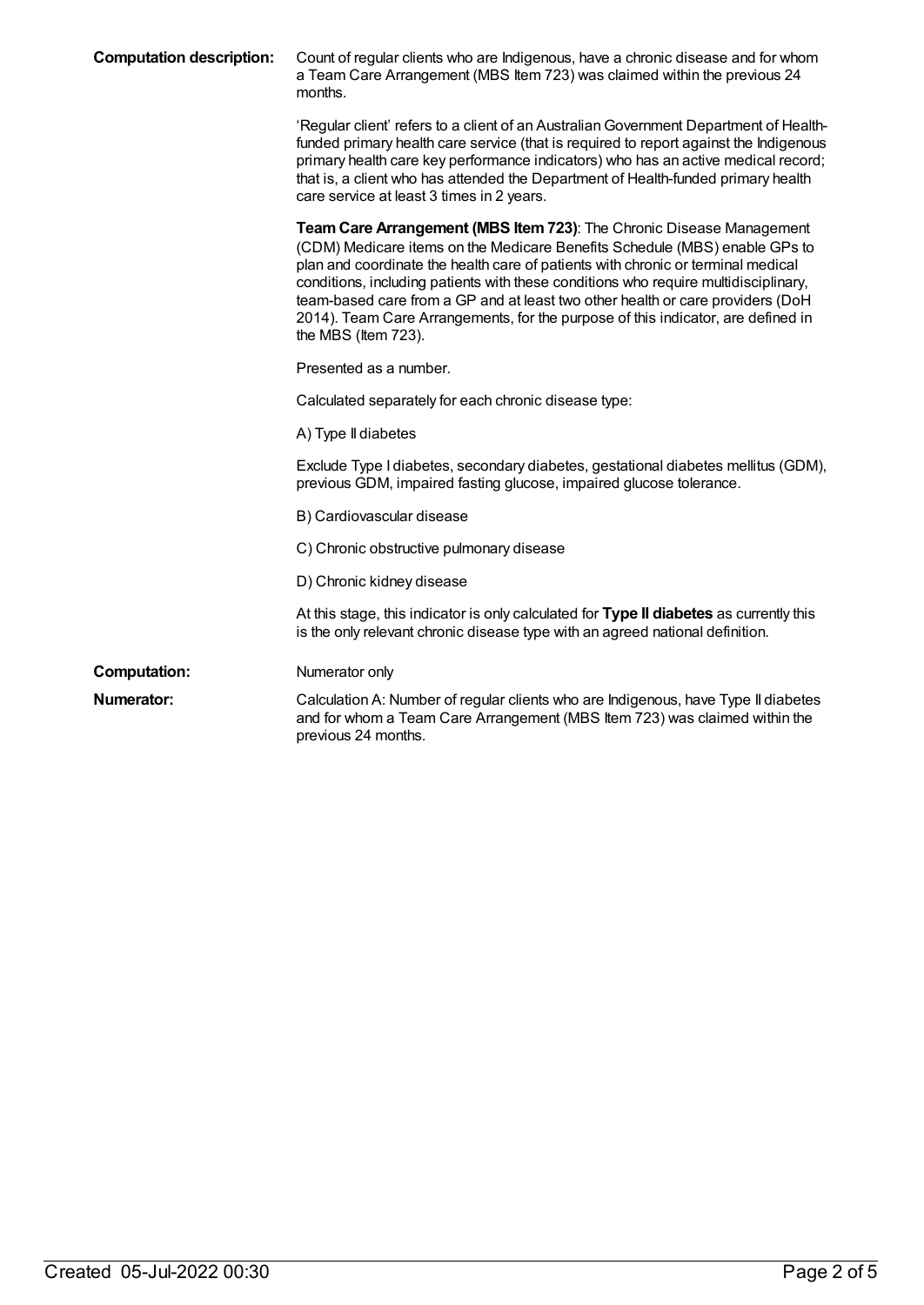**Computation description:** Count of regular clients who are Indigenous, have a chronic disease and for whom a Team Care Arrangement (MBS Item 723) was claimed within the previous 24 months.

'Regular client' refers to a client of an Australian Government Department of Health-funded primary health care service (that is required to report against the Indigenous primary health care key performance indicators) who has an active medical record; that is, a client who has attended the Department of Health-funded primary health care service at least 3 times in 2 years.

**Team Care Arrangement (MBS Item 723)**: The Chronic Disease Management (CDM) Medicare items on the Medicare Benefits Schedule (MBS) enable GPs to plan and coordinate the health care of patients with chronic or terminal medical conditions, including patients with these conditions who require multidisciplinary, team-based care from a GP and at least two other health or care providers (DoH 2014). Team Care Arrangements, for the purpose of this indicator, are defined in the MBS (Item 723).

Presented as a number.

Calculated separately for each chronic disease type:

A) Type II diabetes

Exclude Type I diabetes, secondary diabetes, gestational diabetes mellitus (GDM), previous GDM, impaired fasting glucose, impaired glucose tolerance.

B) Cardiovascular disease

C) Chronic obstructive pulmonary disease

D) Chronic kidney disease

At this stage, this indicator is only calculated for **Type II diabetes** as currently this is the only relevant chronic disease type with an agreed national definition.

**Computation:** Numerator only

**Numerator:** Calculation A: Number of regular clients who are Indigenous, have Type II diabetes and for whom a Team Care Arrangement (MBS Item 723) was claimed within the previous 24 months.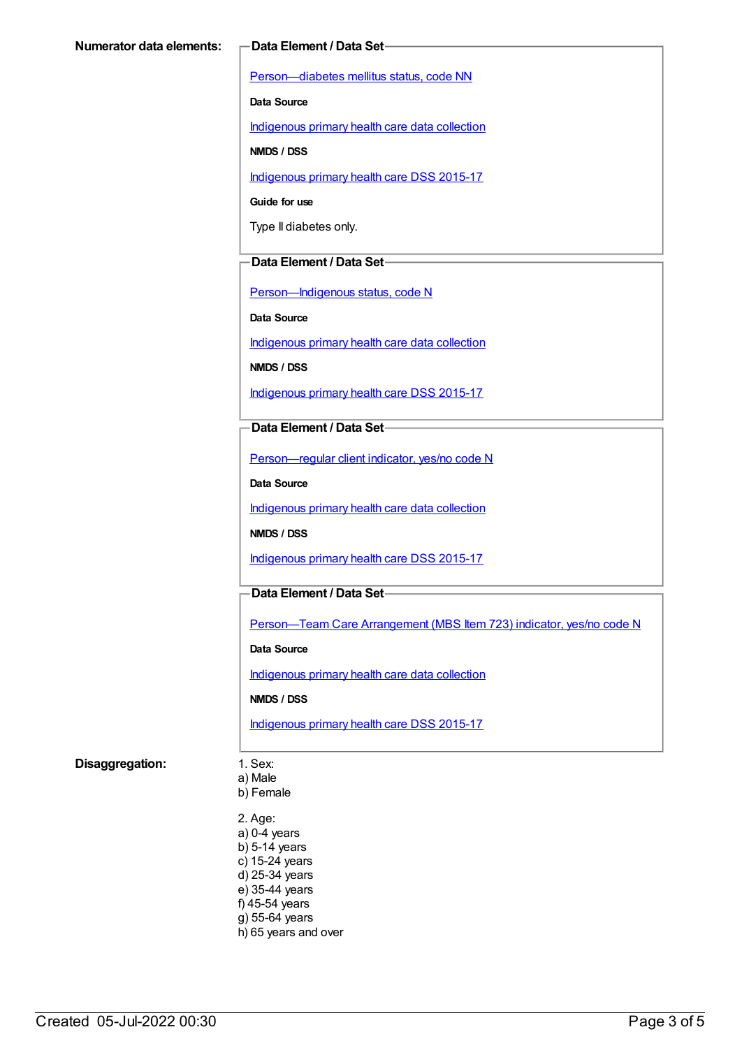**Numerator data elements:**

**Data Element / Data Set**

Person—diabetes mellitus status, code NN

**Data Source**

Indigenous primary health care data collection

**NMDS / DSS**

Indigenous primary health care DSS 2015-17

**Guide for use**

Type II diabetes only.

**Data Element / Data Set**

Person—Indigenous status, code N

**Data Source**

Indigenous primary health care data collection

**NMDS / DSS**

Indigenous primary health care DSS 2015-17

**Data Element / Data Set**

Person—regular client indicator, yes/no code N

**Data Source**

Indigenous primary health care data collection

**NMDS / DSS**

Indigenous primary health care DSS 2015-17

**Data Element / Data Set**

Person—Team Care Arrangement (MBS Item 723) indicator, yes/no code N

**Data Source**

Indigenous primary health care data collection

**NMDS / DSS**

Indigenous primary health care DSS 2015-17

**Disaggregation:**

1. Sex:
a) Male
b) Female

2. Age:
a) 0-4 years
b) 5-14 years
c) 15-24 years
d) 25-34 years
e) 35-44 years
f) 45-54 years
g) 55-64 years
h) 65 years and over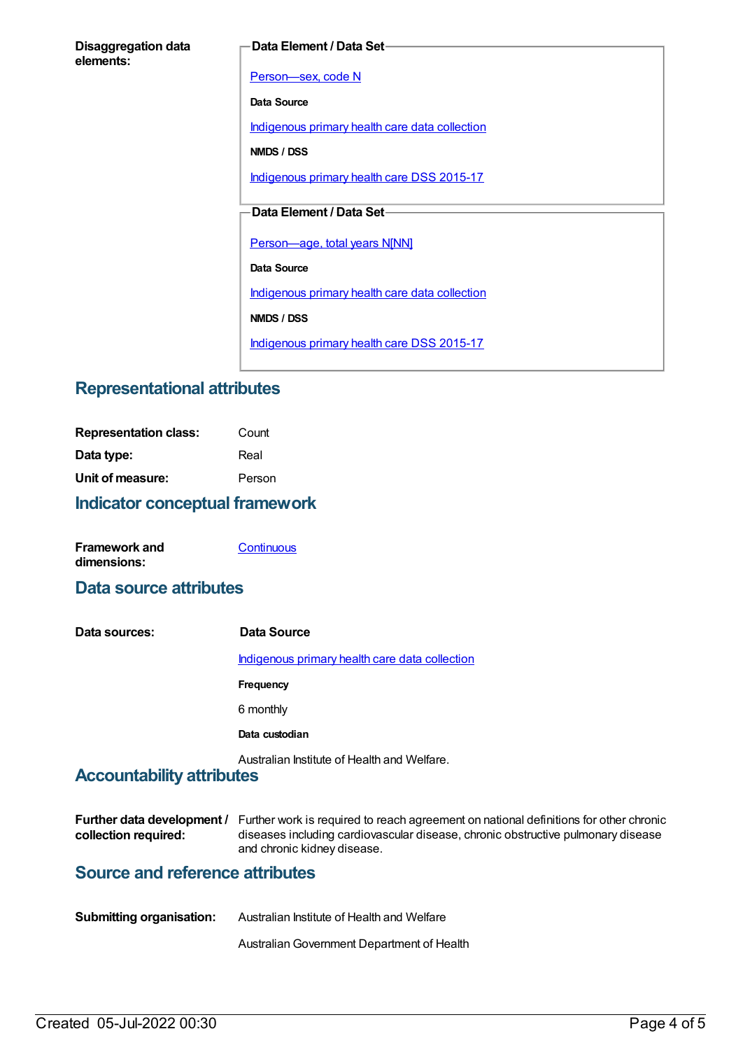**Disaggregation data elements:**

**Data Element / Data Set**

Person—sex, code N

**Data Source**

Indigenous primary health care data collection

**NMDS / DSS**

Indigenous primary health care DSS 2015-17

**Data Element / Data Set**

Person—age, total years N[NN]

**Data Source**

Indigenous primary health care data collection

**NMDS / DSS**

Indigenous primary health care DSS 2015-17

## Representational attributes

**Representation class:** Count

**Data type:** Real

**Unit of measure:** Person

## Indicator conceptual framework

**Framework and dimensions:** Continuous

## Data source attributes

**Data sources:**

**Data Source**

Indigenous primary health care data collection

**Frequency**

6 monthly

**Data custodian**

Australian Institute of Health and Welfare.

## Accountability attributes

**Further data development / collection required:** Further work is required to reach agreement on national definitions for other chronic diseases including cardiovascular disease, chronic obstructive pulmonary disease and chronic kidney disease.

## Source and reference attributes

**Submitting organisation:** Australian Institute of Health and Welfare

Australian Government Department of Health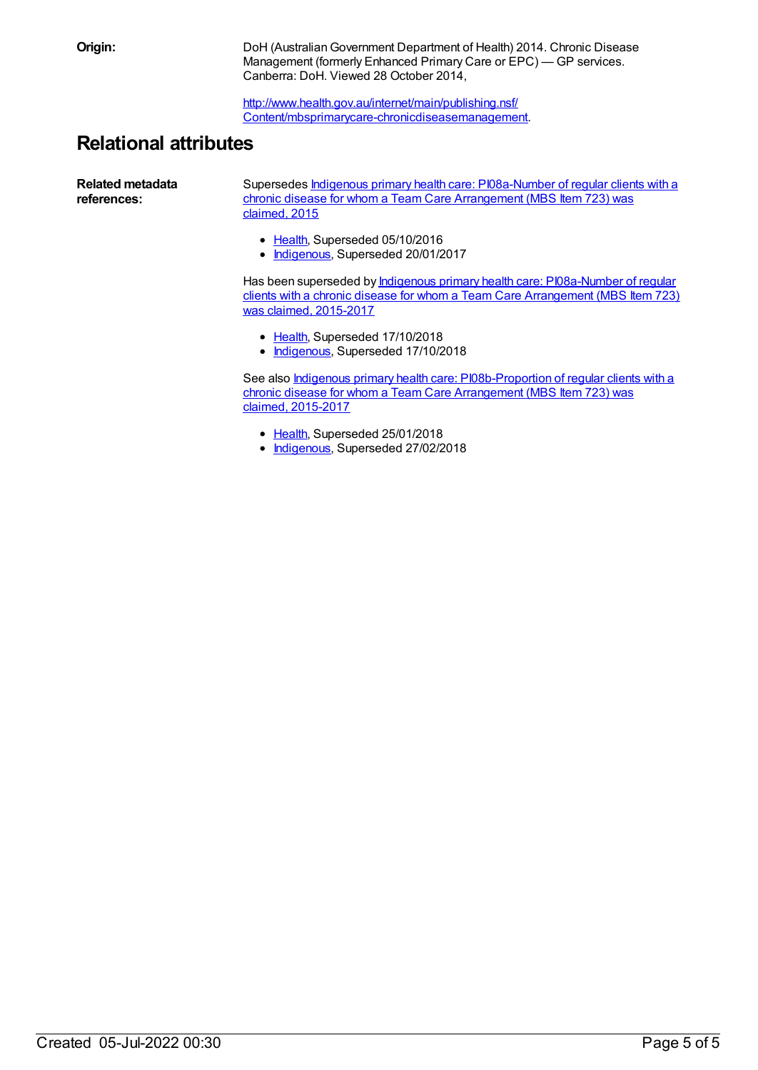**Origin:** DoH (Australian Government Department of Health) 2014. Chronic Disease Management (formerly Enhanced Primary Care or EPC) — GP services. Canberra: DoH. Viewed 28 October 2014,

http://www.health.gov.au/internet/main/publishing.nsf/Content/mbsprimarycare-chronicdiseasemanagement.

## Relational attributes

**Related metadata references:**

Supersedes Indigenous primary health care: PI08a-Number of regular clients with a chronic disease for whom a Team Care Arrangement (MBS Item 723) was claimed, 2015

- Health, Superseded 05/10/2016
- Indigenous, Superseded 20/01/2017

Has been superseded by Indigenous primary health care: PI08a-Number of regular clients with a chronic disease for whom a Team Care Arrangement (MBS Item 723) was claimed, 2015-2017

- Health, Superseded 17/10/2018
- Indigenous, Superseded 17/10/2018

See also Indigenous primary health care: PI08b-Proportion of regular clients with a chronic disease for whom a Team Care Arrangement (MBS Item 723) was claimed, 2015-2017

- Health, Superseded 25/01/2018
- Indigenous, Superseded 27/02/2018